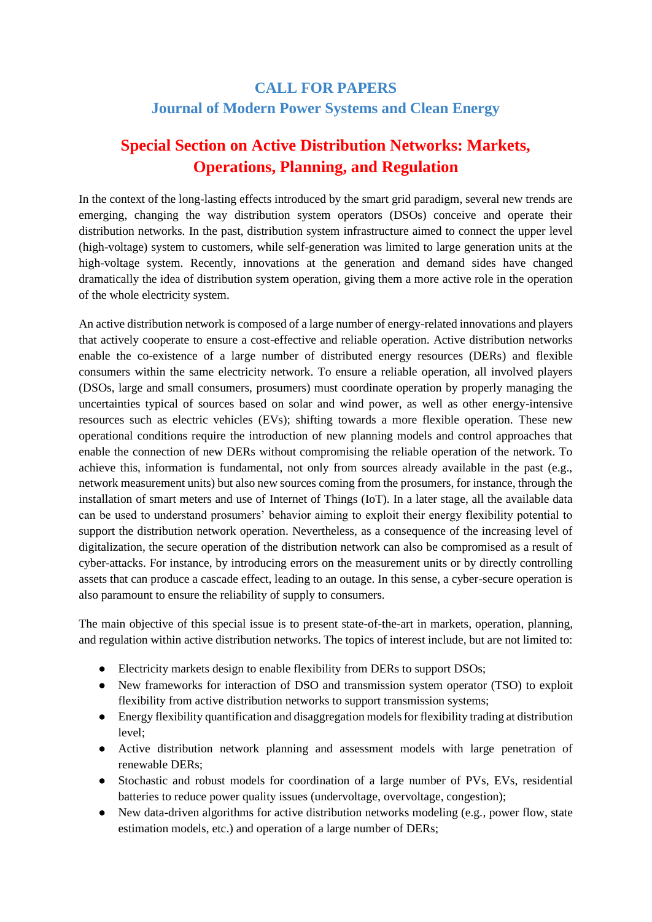# CALL FOR PAPERS

## Journal of Modern Power Systems and Clean Energy

# Special Section on Active Distribution Networks: Markets, Operations, Planning, and Regulation

In the context of the long-lasting effects introduced by the smart grid paradigm, several new trends are emerging, changing the way distribution system operators (DSOs) conceive and operate their distribution networks. In the past, distribution system infrastructure aimed to connect the upper level (high-voltage) system to customers, while self-generation was limited to large generation units at the high-voltage system. Recently, innovations at the generation and demand sides have changed dramatically the idea of distribution system operation, giving them a more active role in the operation of the whole electricity system.

An active distribution network is composed of a large number of energy-related innovations and players that actively cooperate to ensure a cost-effective and reliable operation. Active distribution networks enable the co-existence of a large number of distributed energy resources (DERs) and flexible consumers within the same electricity network. To ensure a reliable operation, all involved players (DSOs, large and small consumers, prosumers) must coordinate operation by properly managing the uncertainties typical of sources based on solar and wind power, as well as other energy-intensive resources such as electric vehicles (EVs); shifting towards a more flexible operation. These new operational conditions require the introduction of new planning models and control approaches that enable the connection of new DERs without compromising the reliable operation of the network. To achieve this, information is fundamental, not only from sources already available in the past (e.g., network measurement units) but also new sources coming from the prosumers, for instance, through the installation of smart meters and use of Internet of Things (IoT). In a later stage, all the available data can be used to understand prosumers' behavior aiming to exploit their energy flexibility potential to support the distribution network operation. Nevertheless, as a consequence of the increasing level of digitalization, the secure operation of the distribution network can also be compromised as a result of cyber-attacks. For instance, by introducing errors on the measurement units or by directly controlling assets that can produce a cascade effect, leading to an outage. In this sense, a cyber-secure operation is also paramount to ensure the reliability of supply to consumers.

The main objective of this special issue is to present state-of-the-art in markets, operation, planning, and regulation within active distribution networks. The topics of interest include, but are not limited to:

- Electricity markets design to enable flexibility from DERs to support DSOs;
- New frameworks for interaction of DSO and transmission system operator (TSO) to exploit flexibility from active distribution networks to support transmission systems;
- Energy flexibility quantification and disaggregation models for flexibility trading at distribution level;
- Active distribution network planning and assessment models with large penetration of renewable DERs;
- Stochastic and robust models for coordination of a large number of PVs, EVs, residential batteries to reduce power quality issues (undervoltage, overvoltage, congestion);
- New data-driven algorithms for active distribution networks modeling (e.g., power flow, state estimation models, etc.) and operation of a large number of DERs;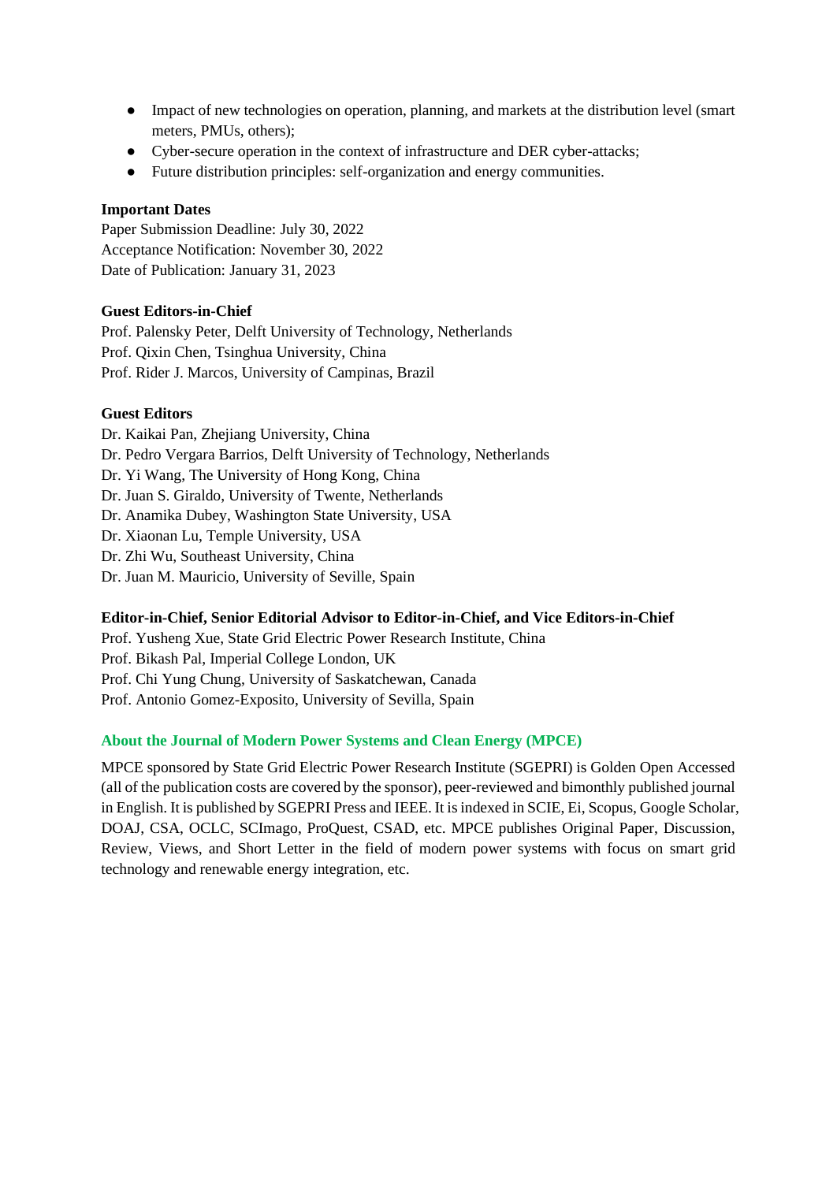- Impact of new technologies on operation, planning, and markets at the distribution level (smart meters, PMUs, others);
- Cyber-secure operation in the context of infrastructure and DER cyber-attacks;
- Future distribution principles: self-organization and energy communities.

**Important Dates**

Paper Submission Deadline: July 30, 2022
Acceptance Notification: November 30, 2022
Date of Publication: January 31, 2023

**Guest Editors-in-Chief**

Prof. Palensky Peter, Delft University of Technology, Netherlands
Prof. Qixin Chen, Tsinghua University, China
Prof. Rider J. Marcos, University of Campinas, Brazil

**Guest Editors**

Dr. Kaikai Pan, Zhejiang University, China
Dr. Pedro Vergara Barrios, Delft University of Technology, Netherlands
Dr. Yi Wang, The University of Hong Kong, China
Dr. Juan S. Giraldo, University of Twente, Netherlands
Dr. Anamika Dubey, Washington State University, USA
Dr. Xiaonan Lu, Temple University, USA
Dr. Zhi Wu, Southeast University, China
Dr. Juan M. Mauricio, University of Seville, Spain

**Editor-in-Chief, Senior Editorial Advisor to Editor-in-Chief, and Vice Editors-in-Chief**

Prof. Yusheng Xue, State Grid Electric Power Research Institute, China
Prof. Bikash Pal, Imperial College London, UK
Prof. Chi Yung Chung, University of Saskatchewan, Canada
Prof. Antonio Gomez-Exposito, University of Sevilla, Spain

**About the Journal of Modern Power Systems and Clean Energy (MPCE)**

MPCE sponsored by State Grid Electric Power Research Institute (SGEPRI) is Golden Open Accessed (all of the publication costs are covered by the sponsor), peer-reviewed and bimonthly published journal in English. It is published by SGEPRI Press and IEEE. It is indexed in SCIE, Ei, Scopus, Google Scholar, DOAJ, CSA, OCLC, SCImago, ProQuest, CSAD, etc. MPCE publishes Original Paper, Discussion, Review, Views, and Short Letter in the field of modern power systems with focus on smart grid technology and renewable energy integration, etc.